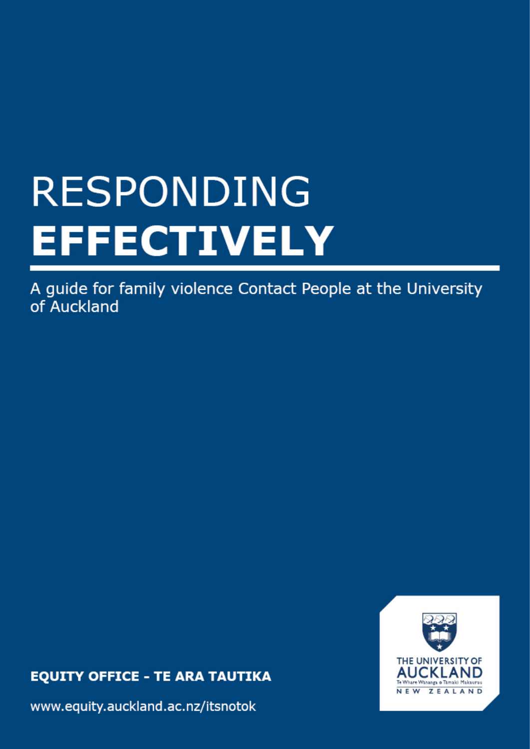# RESPONDING **EFFECTIVELY**

A guide for family violence Contact People at the University of Auckland

**EQUITY OFFICE - TE ARA TAUTIKA**

www.equity.auckland.ac.nz/itsnotok

THE UNIVERSITY OF AUCKLAND
Te Whare Wānanga o Tāmaki Makaurau
NEW ZEALAND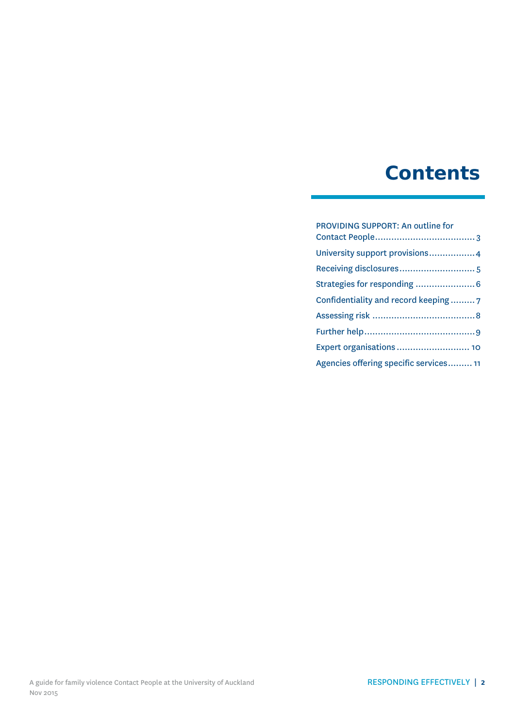# Contents

PROVIDING SUPPORT: An outline for Contact People .................................... 3

University support provisions ................. 4

Receiving disclosures ........................... 5

Strategies for responding ...................... 6

Confidentiality and record keeping ......... 7

Assessing risk ..................................... 8

Further help ........................................ 9

Expert organisations .......................... 10

Agencies offering specific services ......... 11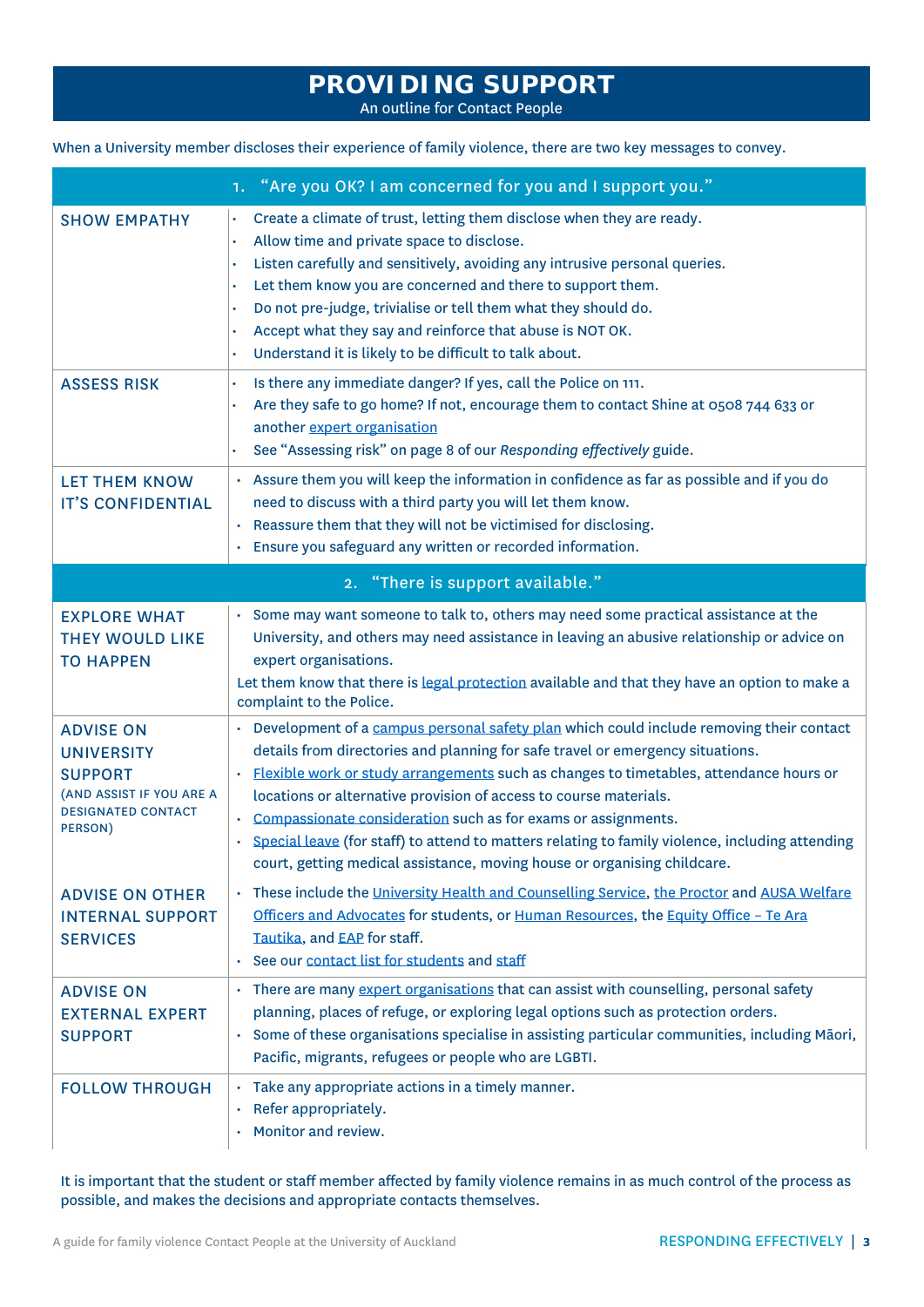# PROVIDING SUPPORT

An outline for Contact People

When a University member discloses their experience of family violence, there are two key messages to convey.

| 1. "Are you OK? I am concerned for you and I support you." | |
|---|---|
| SHOW EMPATHY | • Create a climate of trust, letting them disclose when they are ready.<br>• Allow time and private space to disclose.<br>• Listen carefully and sensitively, avoiding any intrusive personal queries.<br>• Let them know you are concerned and there to support them.<br>• Do not pre-judge, trivialise or tell them what they should do.<br>• Accept what they say and reinforce that abuse is NOT OK.<br>• Understand it is likely to be difficult to talk about. |
| ASSESS RISK | • Is there any immediate danger? If yes, call the Police on 111.<br>• Are they safe to go home? If not, encourage them to contact Shine at 0508 744 633 or another expert organisation<br>• See "Assessing risk" on page 8 of our *Responding effectively* guide. |
| LET THEM KNOW IT'S CONFIDENTIAL | • Assure them you will keep the information in confidence as far as possible and if you do need to discuss with a third party you will let them know.<br>• Reassure them that they will not be victimised for disclosing.<br>• Ensure you safeguard any written or recorded information. |
| **2. "There is support available."** | |
| EXPLORE WHAT THEY WOULD LIKE TO HAPPEN | • Some may want someone to talk to, others may need some practical assistance at the University, and others may need assistance in leaving an abusive relationship or advice on expert organisations.<br>Let them know that there is legal protection available and that they have an option to make a complaint to the Police. |
| ADVISE ON UNIVERSITY SUPPORT (AND ASSIST IF YOU ARE A DESIGNATED CONTACT PERSON) | • Development of a campus personal safety plan which could include removing their contact details from directories and planning for safe travel or emergency situations.<br>• Flexible work or study arrangements such as changes to timetables, attendance hours or locations or alternative provision of access to course materials.<br>• Compassionate consideration such as for exams or assignments.<br>• Special leave (for staff) to attend to matters relating to family violence, including attending court, getting medical assistance, moving house or organising childcare. |
| ADVISE ON OTHER INTERNAL SUPPORT SERVICES | • These include the University Health and Counselling Service, the Proctor and AUSA Welfare Officers and Advocates for students, or Human Resources, the Equity Office – Te Ara Tautika, and EAP for staff.<br>• See our contact list for students and staff |
| ADVISE ON EXTERNAL EXPERT SUPPORT | • There are many expert organisations that can assist with counselling, personal safety planning, places of refuge, or exploring legal options such as protection orders.<br>• Some of these organisations specialise in assisting particular communities, including Māori, Pacific, migrants, refugees or people who are LGBTI. |
| FOLLOW THROUGH | • Take any appropriate actions in a timely manner.<br>• Refer appropriately.<br>• Monitor and review. |

It is important that the student or staff member affected by family violence remains in as much control of the process as possible, and makes the decisions and appropriate contacts themselves.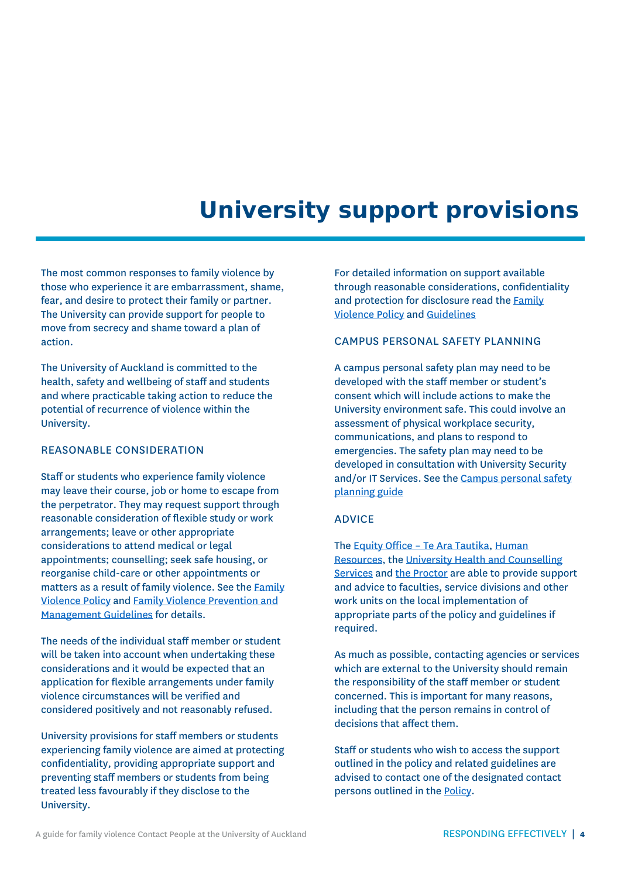# University support provisions

The most common responses to family violence by those who experience it are embarrassment, shame, fear, and desire to protect their family or partner. The University can provide support for people to move from secrecy and shame toward a plan of action.

The University of Auckland is committed to the health, safety and wellbeing of staff and students and where practicable taking action to reduce the potential of recurrence of violence within the University.

## REASONABLE CONSIDERATION

Staff or students who experience family violence may leave their course, job or home to escape from the perpetrator. They may request support through reasonable consideration of flexible study or work arrangements; leave or other appropriate considerations to attend medical or legal appointments; counselling; seek safe housing, or reorganise child-care or other appointments or matters as a result of family violence. See the Family Violence Policy and Family Violence Prevention and Management Guidelines for details.

The needs of the individual staff member or student will be taken into account when undertaking these considerations and it would be expected that an application for flexible arrangements under family violence circumstances will be verified and considered positively and not reasonably refused.

University provisions for staff members or students experiencing family violence are aimed at protecting confidentiality, providing appropriate support and preventing staff members or students from being treated less favourably if they disclose to the University.

For detailed information on support available through reasonable considerations, confidentiality and protection for disclosure read the Family Violence Policy and Guidelines

## CAMPUS PERSONAL SAFETY PLANNING

A campus personal safety plan may need to be developed with the staff member or student's consent which will include actions to make the University environment safe. This could involve an assessment of physical workplace security, communications, and plans to respond to emergencies. The safety plan may need to be developed in consultation with University Security and/or IT Services. See the Campus personal safety planning guide

## ADVICE

The Equity Office – Te Ara Tautika, Human Resources, the University Health and Counselling Services and the Proctor are able to provide support and advice to faculties, service divisions and other work units on the local implementation of appropriate parts of the policy and guidelines if required.

As much as possible, contacting agencies or services which are external to the University should remain the responsibility of the staff member or student concerned. This is important for many reasons, including that the person remains in control of decisions that affect them.

Staff or students who wish to access the support outlined in the policy and related guidelines are advised to contact one of the designated contact persons outlined in the Policy.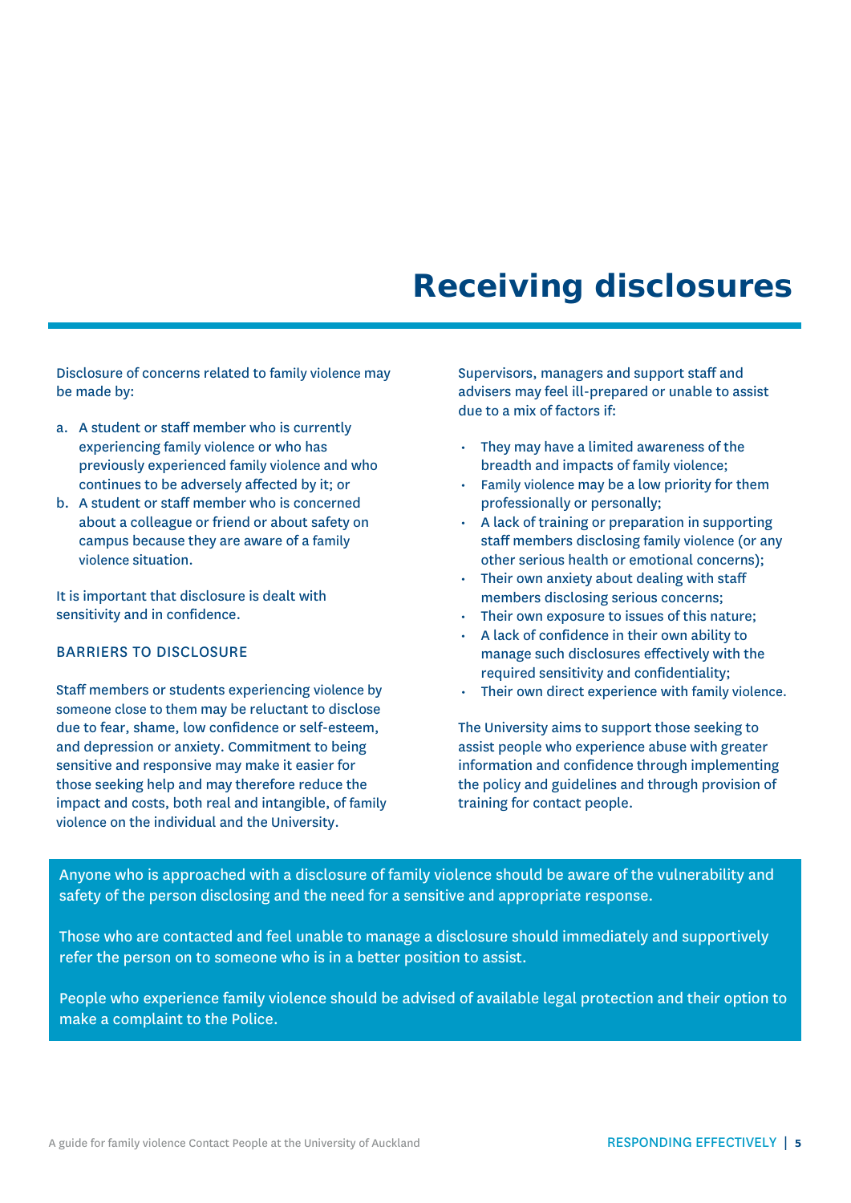# Receiving disclosures

Disclosure of concerns related to family violence may be made by:

a. A student or staff member who is currently experiencing family violence or who has previously experienced family violence and who continues to be adversely affected by it; or
b. A student or staff member who is concerned about a colleague or friend or about safety on campus because they are aware of a family violence situation.

It is important that disclosure is dealt with sensitivity and in confidence.

## BARRIERS TO DISCLOSURE

Staff members or students experiencing violence by someone close to them may be reluctant to disclose due to fear, shame, low confidence or self-esteem, and depression or anxiety. Commitment to being sensitive and responsive may make it easier for those seeking help and may therefore reduce the impact and costs, both real and intangible, of family violence on the individual and the University.

Supervisors, managers and support staff and advisers may feel ill-prepared or unable to assist due to a mix of factors if:

- They may have a limited awareness of the breadth and impacts of family violence;
- Family violence may be a low priority for them professionally or personally;
- A lack of training or preparation in supporting staff members disclosing family violence (or any other serious health or emotional concerns);
- Their own anxiety about dealing with staff members disclosing serious concerns;
- Their own exposure to issues of this nature;
- A lack of confidence in their own ability to manage such disclosures effectively with the required sensitivity and confidentiality;
- Their own direct experience with family violence.

The University aims to support those seeking to assist people who experience abuse with greater information and confidence through implementing the policy and guidelines and through provision of training for contact people.

Anyone who is approached with a disclosure of family violence should be aware of the vulnerability and safety of the person disclosing and the need for a sensitive and appropriate response.

Those who are contacted and feel unable to manage a disclosure should immediately and supportively refer the person on to someone who is in a better position to assist.

People who experience family violence should be advised of available legal protection and their option to make a complaint to the Police.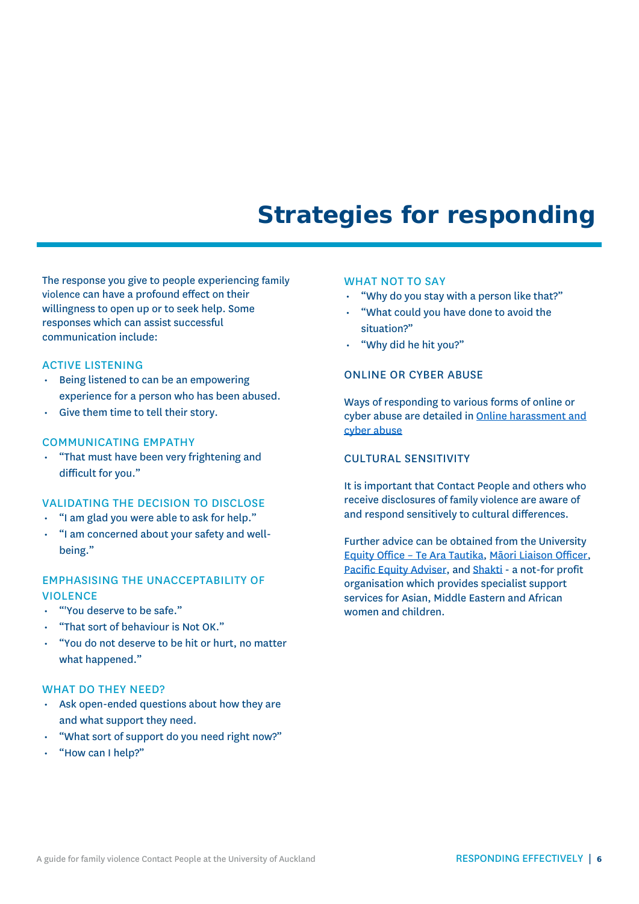# Strategies for responding

The response you give to people experiencing family violence can have a profound effect on their willingness to open up or to seek help. Some responses which can assist successful communication include:

### ACTIVE LISTENING

- Being listened to can be an empowering experience for a person who has been abused.
- Give them time to tell their story.

### COMMUNICATING EMPATHY

- "That must have been very frightening and difficult for you."

### VALIDATING THE DECISION TO DISCLOSE

- "I am glad you were able to ask for help."
- "I am concerned about your safety and well-being."

### EMPHASISING THE UNACCEPTABILITY OF VIOLENCE

- "'You deserve to be safe."
- "That sort of behaviour is Not OK."
- "You do not deserve to be hit or hurt, no matter what happened."

### WHAT DO THEY NEED?

- Ask open-ended questions about how they are and what support they need.
- "What sort of support do you need right now?"
- "How can I help?"

### WHAT NOT TO SAY

- "Why do you stay with a person like that?"
- "What could you have done to avoid the situation?"
- "Why did he hit you?"

### ONLINE OR CYBER ABUSE

Ways of responding to various forms of online or cyber abuse are detailed in Online harassment and cyber abuse

### CULTURAL SENSITIVITY

It is important that Contact People and others who receive disclosures of family violence are aware of and respond sensitively to cultural differences.

Further advice can be obtained from the University Equity Office – Te Ara Tautika, Māori Liaison Officer, Pacific Equity Adviser, and Shakti - a not-for profit organisation which provides specialist support services for Asian, Middle Eastern and African women and children.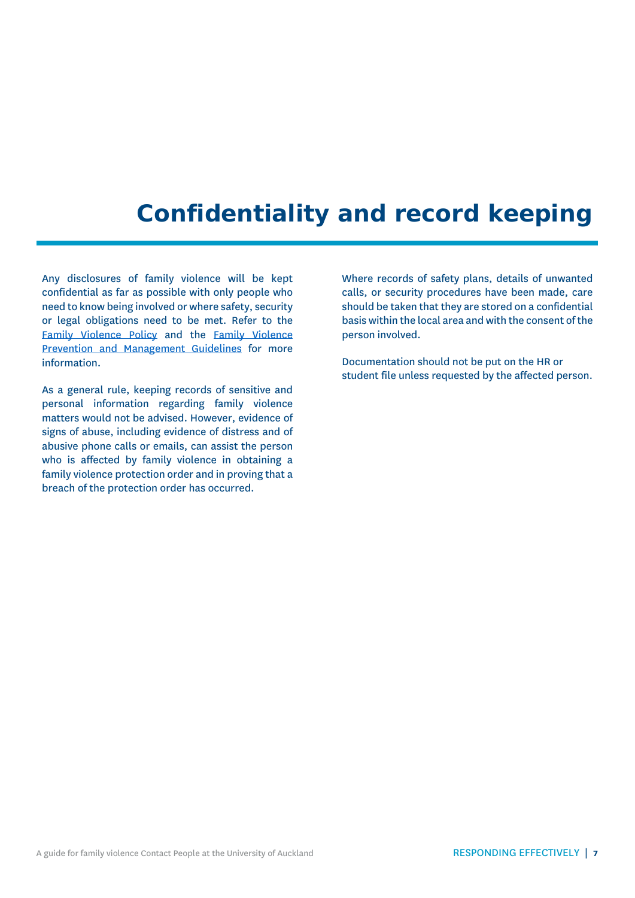# Confidentiality and record keeping

Any disclosures of family violence will be kept confidential as far as possible with only people who need to know being involved or where safety, security or legal obligations need to be met. Refer to the Family Violence Policy and the Family Violence Prevention and Management Guidelines for more information.

As a general rule, keeping records of sensitive and personal information regarding family violence matters would not be advised. However, evidence of signs of abuse, including evidence of distress and of abusive phone calls or emails, can assist the person who is affected by family violence in obtaining a family violence protection order and in proving that a breach of the protection order has occurred.

Where records of safety plans, details of unwanted calls, or security procedures have been made, care should be taken that they are stored on a confidential basis within the local area and with the consent of the person involved.

Documentation should not be put on the HR or student file unless requested by the affected person.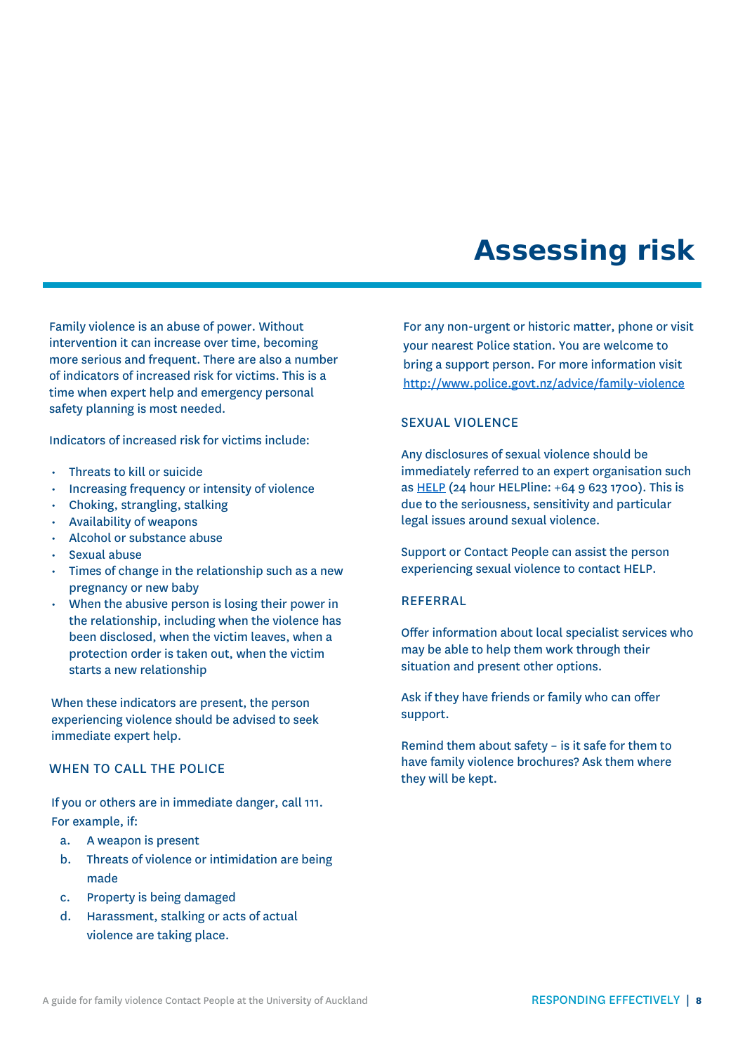# Assessing risk

Family violence is an abuse of power. Without intervention it can increase over time, becoming more serious and frequent. There are also a number of indicators of increased risk for victims. This is a time when expert help and emergency personal safety planning is most needed.

Indicators of increased risk for victims include:

- Threats to kill or suicide
- Increasing frequency or intensity of violence
- Choking, strangling, stalking
- Availability of weapons
- Alcohol or substance abuse
- Sexual abuse
- Times of change in the relationship such as a new pregnancy or new baby
- When the abusive person is losing their power in the relationship, including when the violence has been disclosed, when the victim leaves, when a protection order is taken out, when the victim starts a new relationship

When these indicators are present, the person experiencing violence should be advised to seek immediate expert help.

## WHEN TO CALL THE POLICE

If you or others are in immediate danger, call 111. For example, if:

a. A weapon is present
b. Threats of violence or intimidation are being made
c. Property is being damaged
d. Harassment, stalking or acts of actual violence are taking place.

For any non-urgent or historic matter, phone or visit your nearest Police station. You are welcome to bring a support person. For more information visit http://www.police.govt.nz/advice/family-violence

## SEXUAL VIOLENCE

Any disclosures of sexual violence should be immediately referred to an expert organisation such as HELP (24 hour HELPline: +64 9 623 1700). This is due to the seriousness, sensitivity and particular legal issues around sexual violence.

Support or Contact People can assist the person experiencing sexual violence to contact HELP.

## REFERRAL

Offer information about local specialist services who may be able to help them work through their situation and present other options.

Ask if they have friends or family who can offer support.

Remind them about safety – is it safe for them to have family violence brochures? Ask them where they will be kept.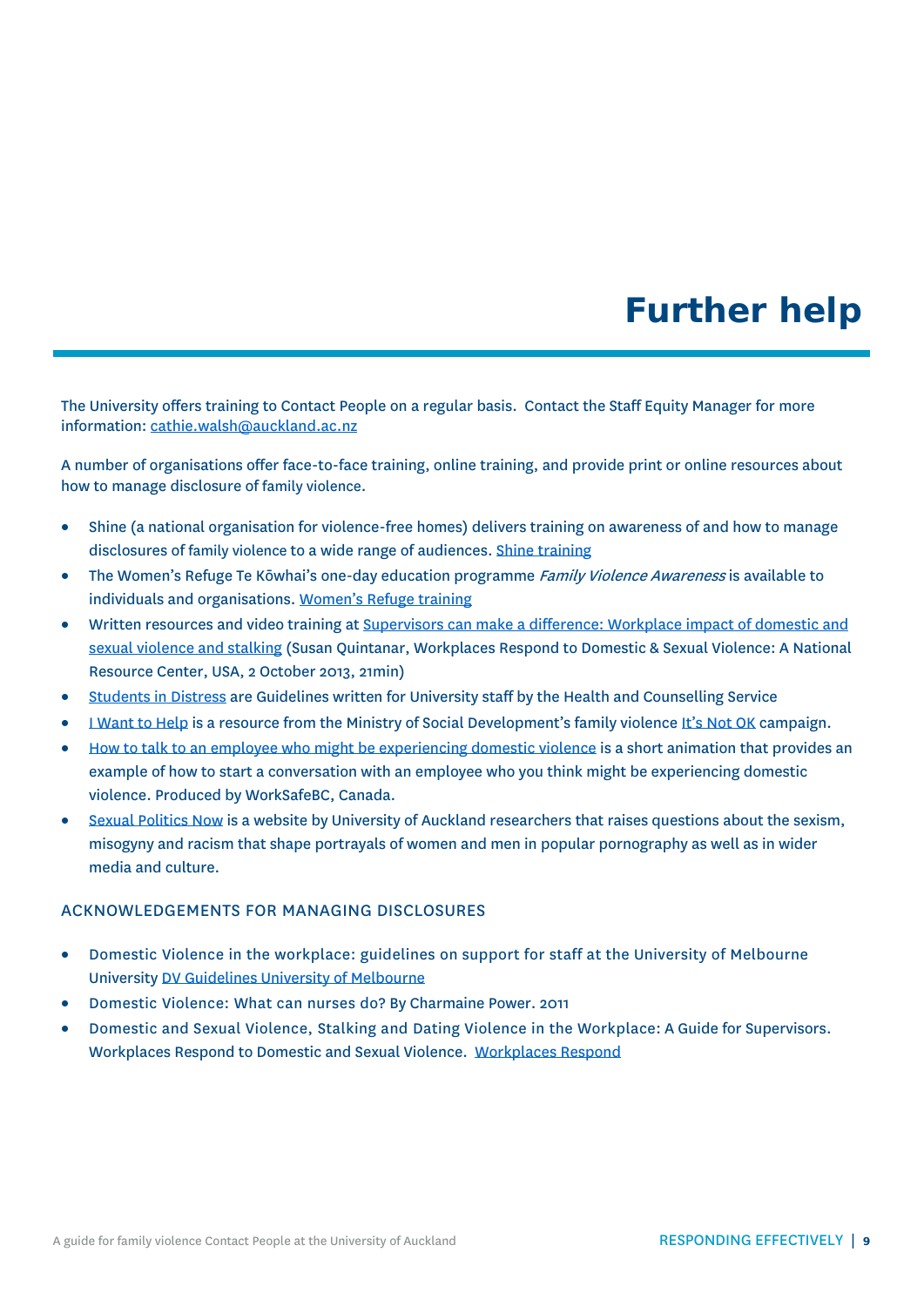# Further help

The University offers training to Contact People on a regular basis. Contact the Staff Equity Manager for more information: cathie.walsh@auckland.ac.nz

A number of organisations offer face-to-face training, online training, and provide print or online resources about how to manage disclosure of family violence.

- Shine (a national organisation for violence-free homes) delivers training on awareness of and how to manage disclosures of family violence to a wide range of audiences. Shine training
- The Women's Refuge Te Kōwhai's one-day education programme *Family Violence Awareness* is available to individuals and organisations. Women's Refuge training
- Written resources and video training at Supervisors can make a difference: Workplace impact of domestic and sexual violence and stalking (Susan Quintanar, Workplaces Respond to Domestic & Sexual Violence: A National Resource Center, USA, 2 October 2013, 21min)
- Students in Distress are Guidelines written for University staff by the Health and Counselling Service
- I Want to Help is a resource from the Ministry of Social Development's family violence It's Not OK campaign.
- How to talk to an employee who might be experiencing domestic violence is a short animation that provides an example of how to start a conversation with an employee who you think might be experiencing domestic violence. Produced by WorkSafeBC, Canada.
- Sexual Politics Now is a website by University of Auckland researchers that raises questions about the sexism, misogyny and racism that shape portrayals of women and men in popular pornography as well as in wider media and culture.

## ACKNOWLEDGEMENTS FOR MANAGING DISCLOSURES

- Domestic Violence in the workplace: guidelines on support for staff at the University of Melbourne University DV Guidelines University of Melbourne
- Domestic Violence: What can nurses do? By Charmaine Power. 2011
- Domestic and Sexual Violence, Stalking and Dating Violence in the Workplace: A Guide for Supervisors. Workplaces Respond to Domestic and Sexual Violence. Workplaces Respond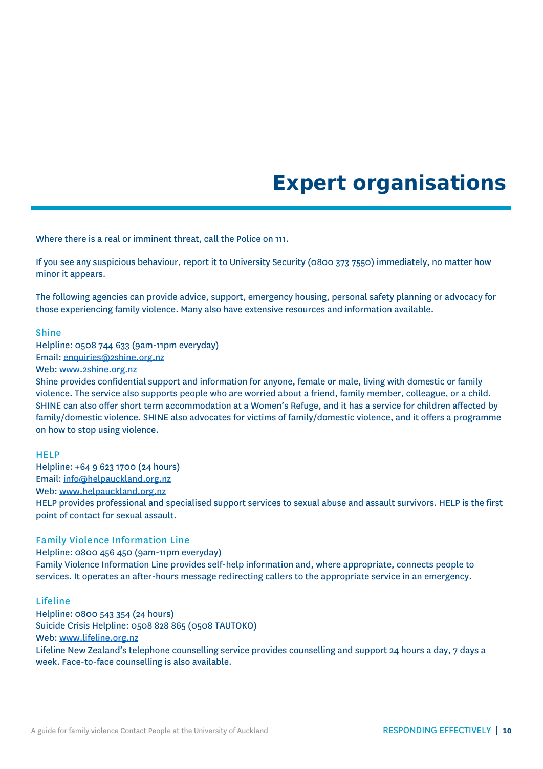# Expert organisations

Where there is a real or imminent threat, call the Police on 111.

If you see any suspicious behaviour, report it to University Security (0800 373 7550) immediately, no matter how minor it appears.

The following agencies can provide advice, support, emergency housing, personal safety planning or advocacy for those experiencing family violence. Many also have extensive resources and information available.

### Shine

Helpline: 0508 744 633 (9am-11pm everyday)
Email: enquiries@2shine.org.nz
Web: www.2shine.org.nz
Shine provides confidential support and information for anyone, female or male, living with domestic or family violence. The service also supports people who are worried about a friend, family member, colleague, or a child. SHINE can also offer short term accommodation at a Women's Refuge, and it has a service for children affected by family/domestic violence. SHINE also advocates for victims of family/domestic violence, and it offers a programme on how to stop using violence.

### HELP

Helpline: +64 9 623 1700 (24 hours)
Email: info@helpauckland.org.nz
Web: www.helpauckland.org.nz
HELP provides professional and specialised support services to sexual abuse and assault survivors. HELP is the first point of contact for sexual assault.

### Family Violence Information Line

Helpline: 0800 456 450 (9am-11pm everyday)
Family Violence Information Line provides self-help information and, where appropriate, connects people to services. It operates an after-hours message redirecting callers to the appropriate service in an emergency.

### Lifeline

Helpline: 0800 543 354 (24 hours)
Suicide Crisis Helpline: 0508 828 865 (0508 TAUTOKO)
Web: www.lifeline.org.nz
Lifeline New Zealand's telephone counselling service provides counselling and support 24 hours a day, 7 days a week. Face-to-face counselling is also available.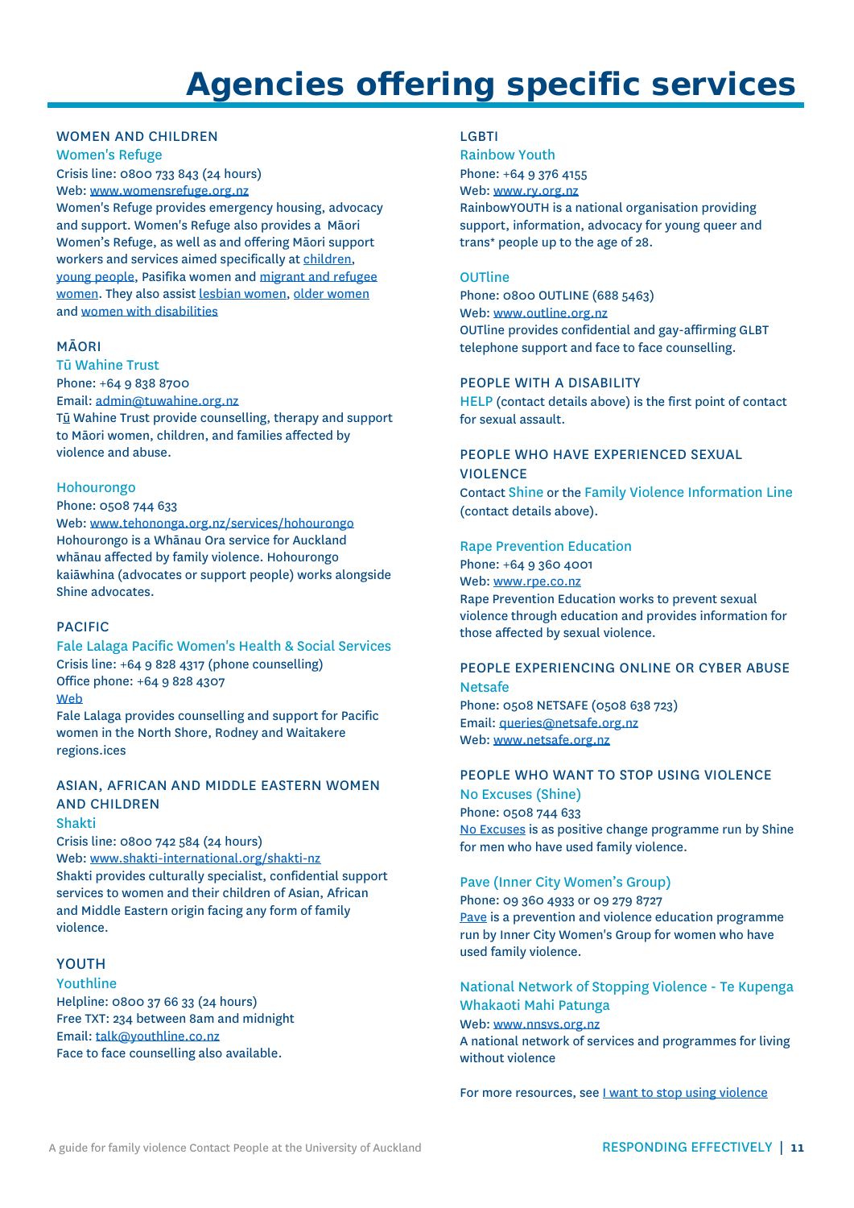# Agencies offering specific services

## WOMEN AND CHILDREN

### Women's Refuge

Crisis line: 0800 733 843 (24 hours)
Web: www.womensrefuge.org.nz

Women's Refuge provides emergency housing, advocacy and support. Women's Refuge also provides a Māori Women's Refuge, as well as and offering Māori support workers and services aimed specifically at children, young people, Pasifika women and migrant and refugee women. They also assist lesbian women, older women and women with disabilities

## MĀORI

### Tū Wahine Trust

Phone: +64 9 838 8700
Email: admin@tuwahine.org.nz

Tū Wahine Trust provide counselling, therapy and support to Māori women, children, and families affected by violence and abuse.

### Hohourongo

Phone: 0508 744 633
Web: www.tehononga.org.nz/services/hohourongo

Hohourongo is a Whānau Ora service for Auckland whānau affected by family violence. Hohourongo kaiāwhina (advocates or support people) works alongside Shine advocates.

## PACIFIC

### Fale Lalaga Pacific Women's Health & Social Services

Crisis line: +64 9 828 4317 (phone counselling)
Office phone: +64 9 828 4307
Web

Fale Lalaga provides counselling and support for Pacific women in the North Shore, Rodney and Waitakere regions.ices

## ASIAN, AFRICAN AND MIDDLE EASTERN WOMEN AND CHILDREN

### Shakti

Crisis line: 0800 742 584 (24 hours)
Web: www.shakti-international.org/shakti-nz

Shakti provides culturally specialist, confidential support services to women and their children of Asian, African and Middle Eastern origin facing any form of family violence.

## YOUTH

### Youthline

Helpline: 0800 37 66 33 (24 hours)
Free TXT: 234 between 8am and midnight
Email: talk@youthline.co.nz
Face to face counselling also available.

## LGBTI

### Rainbow Youth

Phone: +64 9 376 4155
Web: www.ry.org.nz

RainbowYOUTH is a national organisation providing support, information, advocacy for young queer and trans* people up to the age of 28.

### OUTline

Phone: 0800 OUTLINE (688 5463)
Web: www.outline.org.nz

OUTline provides confidential and gay-affirming GLBT telephone support and face to face counselling.

## PEOPLE WITH A DISABILITY

HELP (contact details above) is the first point of contact for sexual assault.

## PEOPLE WHO HAVE EXPERIENCED SEXUAL VIOLENCE

Contact Shine or the Family Violence Information Line (contact details above).

### Rape Prevention Education

Phone: +64 9 360 4001
Web: www.rpe.co.nz

Rape Prevention Education works to prevent sexual violence through education and provides information for those affected by sexual violence.

## PEOPLE EXPERIENCING ONLINE OR CYBER ABUSE

### Netsafe

Phone: 0508 NETSAFE (0508 638 723)
Email: queries@netsafe.org.nz
Web: www.netsafe.org.nz

## PEOPLE WHO WANT TO STOP USING VIOLENCE

### No Excuses (Shine)

Phone: 0508 744 633

No Excuses is as positive change programme run by Shine for men who have used family violence.

### Pave (Inner City Women's Group)

Phone: 09 360 4933 or 09 279 8727

Pave is a prevention and violence education programme run by Inner City Women's Group for women who have used family violence.

### National Network of Stopping Violence - Te Kupenga Whakaoti Mahi Patunga

Web: www.nnsvs.org.nz

A national network of services and programmes for living without violence

For more resources, see I want to stop using violence